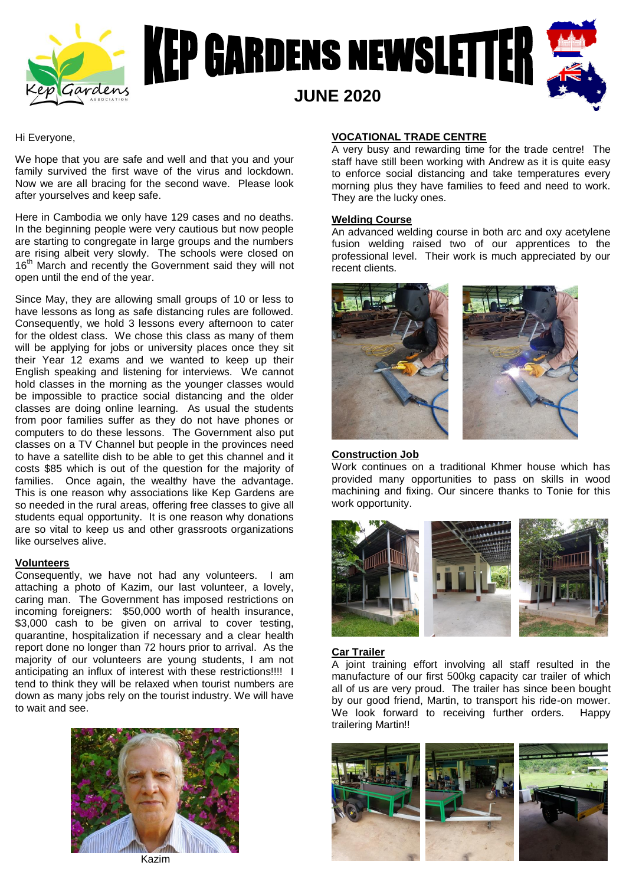# KEP GARDENS NEWSLETTER

## JUNE 2020

Hi Everyone,

We hope that you are safe and well and that you and your family survived the first wave of the virus and lockdown. Now we are all bracing for the second wave. Please look after yourselves and keep safe.

Here in Cambodia we only have 129 cases and no deaths. In the beginning people were very cautious but now people are starting to congregate in large groups and the numbers are rising albeit very slowly. The schools were closed on 16th March and recently the Government said they will not open until the end of the year.

Since May, they are allowing small groups of 10 or less to have lessons as long as safe distancing rules are followed. Consequently, we hold 3 lessons every afternoon to cater for the oldest class. We chose this class as many of them will be applying for jobs or university places once they sit their Year 12 exams and we wanted to keep up their English speaking and listening for interviews. We cannot hold classes in the morning as the younger classes would be impossible to practice social distancing and the older classes are doing online learning. As usual the students from poor families suffer as they do not have phones or computers to do these lessons. The Government also put classes on a TV Channel but people in the provinces need to have a satellite dish to be able to get this channel and it costs $85 which is out of the question for the majority of families. Once again, the wealthy have the advantage. This is one reason why associations like Kep Gardens are so needed in the rural areas, offering free classes to give all students equal opportunity. It is one reason why donations are so vital to keep us and other grassroots organizations like ourselves alive.

### Volunteers

Consequently, we have not had any volunteers. I am attaching a photo of Kazim, our last volunteer, a lovely, caring man. The Government has imposed restrictions on incoming foreigners: $50,000 worth of health insurance, $3,000 cash to be given on arrival to cover testing, quarantine, hospitalization if necessary and a clear health report done no longer than 72 hours prior to arrival. As the majority of our volunteers are young students, I am not anticipating an influx of interest with these restrictions!!!! I tend to think they will be relaxed when tourist numbers are down as many jobs rely on the tourist industry. We will have to wait and see.

Kazim

## VOCATIONAL TRADE CENTRE

A very busy and rewarding time for the trade centre! The staff have still been working with Andrew as it is quite easy to enforce social distancing and take temperatures every morning plus they have families to feed and need to work. They are the lucky ones.

### Welding Course

An advanced welding course in both arc and oxy acetylene fusion welding raised two of our apprentices to the professional level. Their work is much appreciated by our recent clients.

### Construction Job

Work continues on a traditional Khmer house which has provided many opportunities to pass on skills in wood machining and fixing. Our sincere thanks to Tonie for this work opportunity.

### Car Trailer

A joint training effort involving all staff resulted in the manufacture of our first 500kg capacity car trailer of which all of us are very proud. The trailer has since been bought by our good friend, Martin, to transport his ride-on mower. We look forward to receiving further orders. Happy trailering Martin!!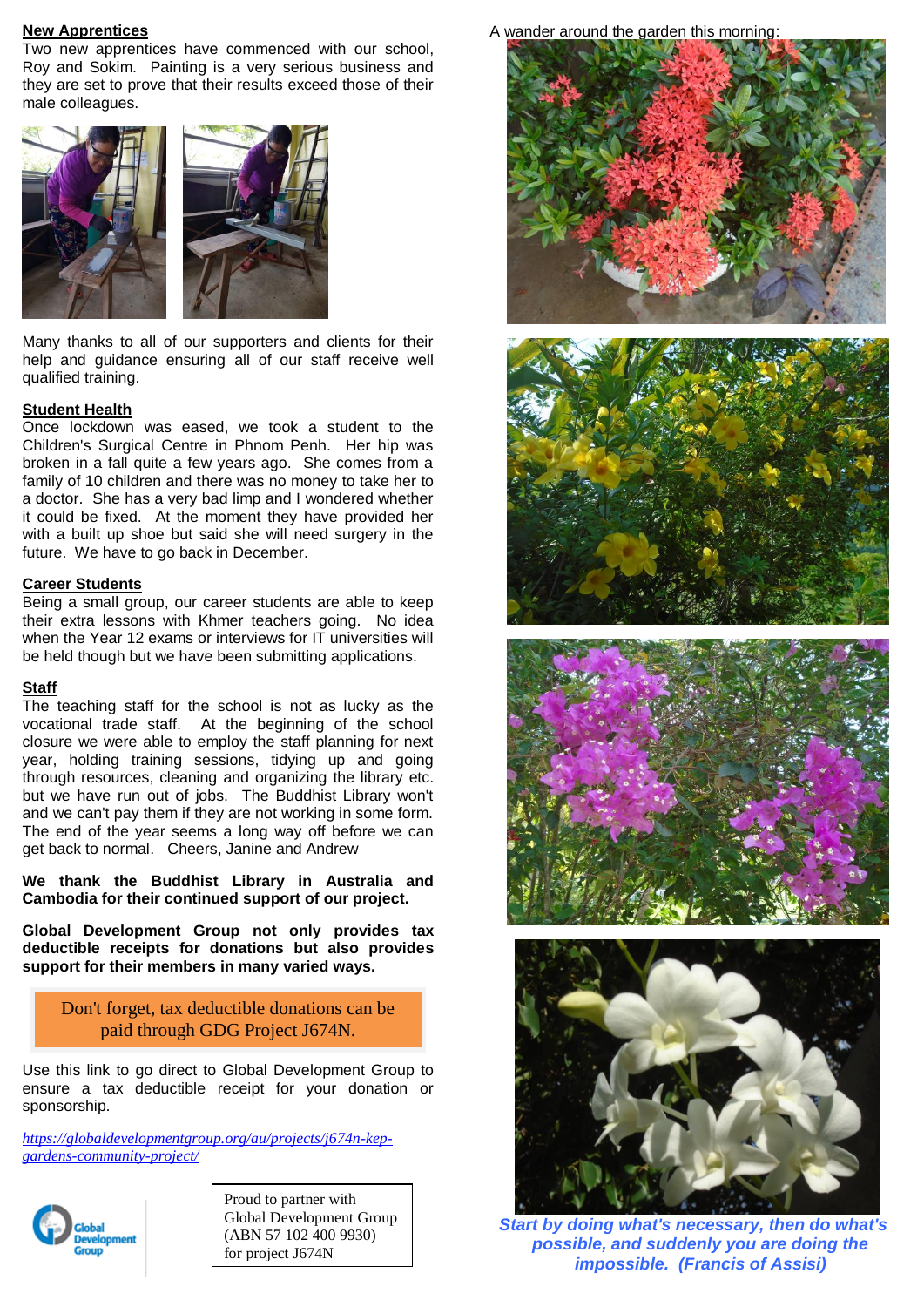## New Apprentices

Two new apprentices have commenced with our school, Roy and Sokim. Painting is a very serious business and they are set to prove that their results exceed those of their male colleagues.

Many thanks to all of our supporters and clients for their help and guidance ensuring all of our staff receive well qualified training.

## Student Health

Once lockdown was eased, we took a student to the Children's Surgical Centre in Phnom Penh. Her hip was broken in a fall quite a few years ago. She comes from a family of 10 children and there was no money to take her to a doctor. She has a very bad limp and I wondered whether it could be fixed. At the moment they have provided her with a built up shoe but said she will need surgery in the future. We have to go back in December.

## Career Students

Being a small group, our career students are able to keep their extra lessons with Khmer teachers going. No idea when the Year 12 exams or interviews for IT universities will be held though but we have been submitting applications.

## Staff

The teaching staff for the school is not as lucky as the vocational trade staff. At the beginning of the school closure we were able to employ the staff planning for next year, holding training sessions, tidying up and going through resources, cleaning and organizing the library etc. but we have run out of jobs. The Buddhist Library won't and we can't pay them if they are not working in some form. The end of the year seems a long way off before we can get back to normal. Cheers, Janine and Andrew

**We thank the Buddhist Library in Australia and Cambodia for their continued support of our project.**

**Global Development Group not only provides tax deductible receipts for donations but also provides support for their members in many varied ways.**

Don't forget, tax deductible donations can be paid through GDG Project J674N.

Use this link to go direct to Global Development Group to ensure a tax deductible receipt for your donation or sponsorship.

*https://globaldevelopmentgroup.org/au/projects/j674n-kep-gardens-community-project/*

Global Development Group

Proud to partner with Global Development Group (ABN 57 102 400 9930) for project J674N

A wander around the garden this morning:

***Start by doing what's necessary, then do what's possible, and suddenly you are doing the impossible. (Francis of Assisi)***